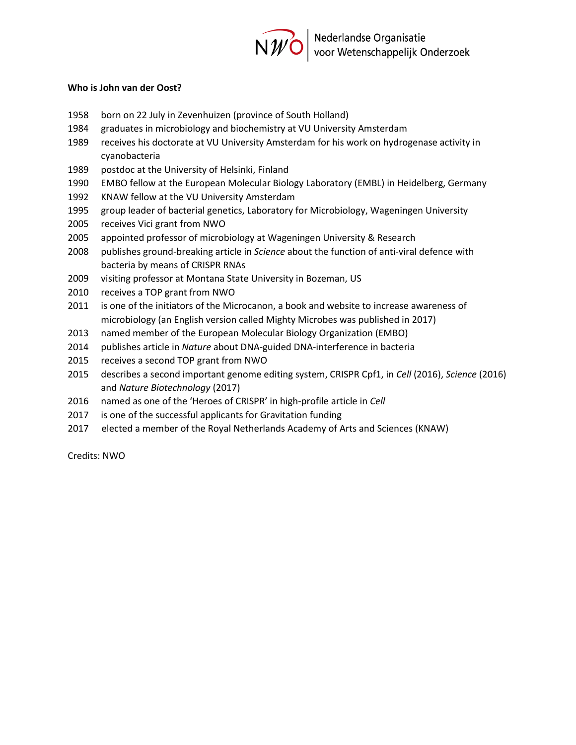Nederlandse Organisatie voor Wetenschappelijk Onderzoek

**Who is John van der Oost?**

| | |
|---|---|
| 1958 | born on 22 July in Zevenhuizen (province of South Holland) |
| 1984 | graduates in microbiology and biochemistry at VU University Amsterdam |
| 1989 | receives his doctorate at VU University Amsterdam for his work on hydrogenase activity in cyanobacteria |
| 1989 | postdoc at the University of Helsinki, Finland |
| 1990 | EMBO fellow at the European Molecular Biology Laboratory (EMBL) in Heidelberg, Germany |
| 1992 | KNAW fellow at the VU University Amsterdam |
| 1995 | group leader of bacterial genetics, Laboratory for Microbiology, Wageningen University |
| 2005 | receives Vici grant from NWO |
| 2005 | appointed professor of microbiology at Wageningen University & Research |
| 2008 | publishes ground-breaking article in *Science* about the function of anti-viral defence with bacteria by means of CRISPR RNAs |
| 2009 | visiting professor at Montana State University in Bozeman, US |
| 2010 | receives a TOP grant from NWO |
| 2011 | is one of the initiators of the Microcanon, a book and website to increase awareness of microbiology (an English version called Mighty Microbes was published in 2017) |
| 2013 | named member of the European Molecular Biology Organization (EMBO) |
| 2014 | publishes article in *Nature* about DNA-guided DNA-interference in bacteria |
| 2015 | receives a second TOP grant from NWO |
| 2015 | describes a second important genome editing system, CRISPR Cpf1, in *Cell* (2016), *Science* (2016) and *Nature Biotechnology* (2017) |
| 2016 | named as one of the 'Heroes of CRISPR' in high-profile article in *Cell* |
| 2017 | is one of the successful applicants for Gravitation funding |
| 2017 | elected a member of the Royal Netherlands Academy of Arts and Sciences (KNAW) |

Credits: NWO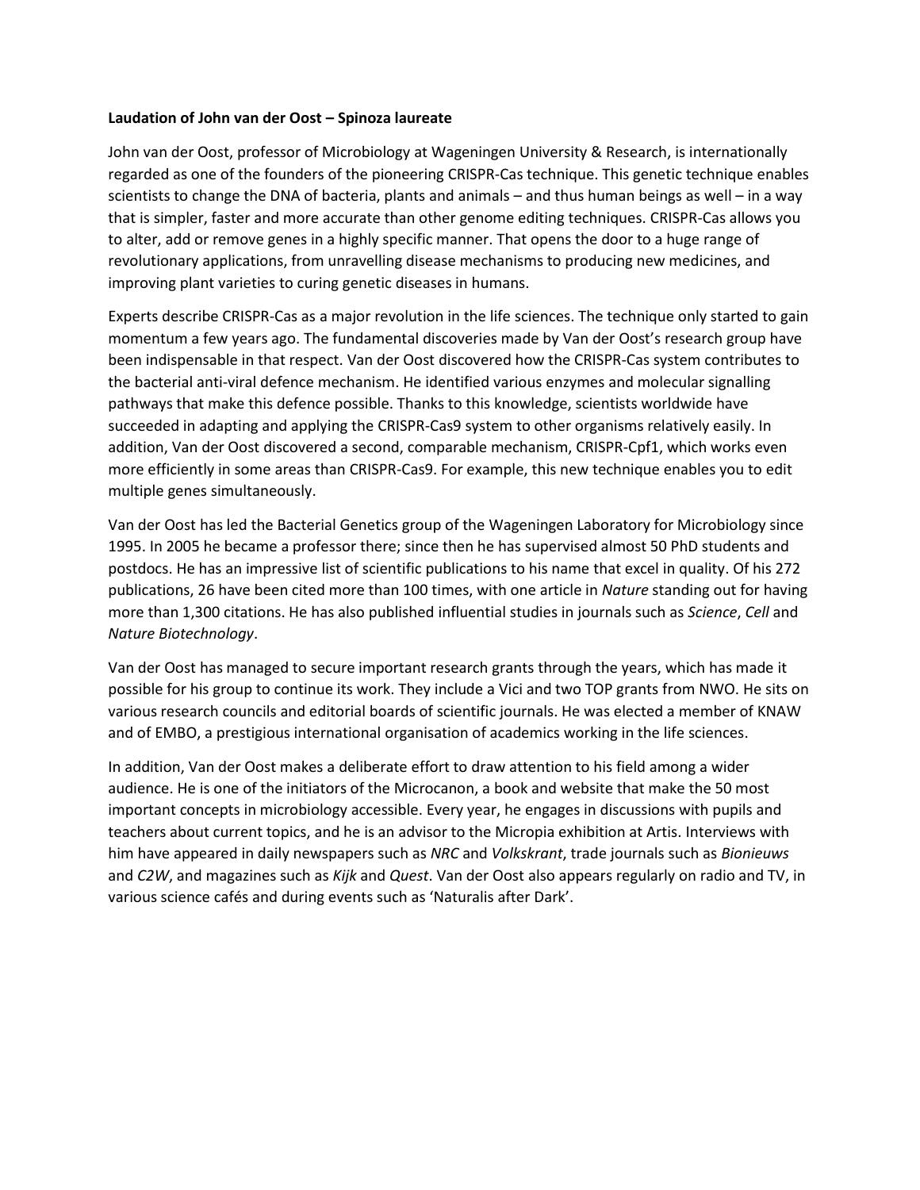**Laudation of John van der Oost – Spinoza laureate**

John van der Oost, professor of Microbiology at Wageningen University & Research, is internationally regarded as one of the founders of the pioneering CRISPR-Cas technique. This genetic technique enables scientists to change the DNA of bacteria, plants and animals – and thus human beings as well – in a way that is simpler, faster and more accurate than other genome editing techniques. CRISPR-Cas allows you to alter, add or remove genes in a highly specific manner. That opens the door to a huge range of revolutionary applications, from unravelling disease mechanisms to producing new medicines, and improving plant varieties to curing genetic diseases in humans.

Experts describe CRISPR-Cas as a major revolution in the life sciences. The technique only started to gain momentum a few years ago. The fundamental discoveries made by Van der Oost's research group have been indispensable in that respect. Van der Oost discovered how the CRISPR-Cas system contributes to the bacterial anti-viral defence mechanism. He identified various enzymes and molecular signalling pathways that make this defence possible. Thanks to this knowledge, scientists worldwide have succeeded in adapting and applying the CRISPR-Cas9 system to other organisms relatively easily. In addition, Van der Oost discovered a second, comparable mechanism, CRISPR-Cpf1, which works even more efficiently in some areas than CRISPR-Cas9. For example, this new technique enables you to edit multiple genes simultaneously.

Van der Oost has led the Bacterial Genetics group of the Wageningen Laboratory for Microbiology since 1995. In 2005 he became a professor there; since then he has supervised almost 50 PhD students and postdocs. He has an impressive list of scientific publications to his name that excel in quality. Of his 272 publications, 26 have been cited more than 100 times, with one article in *Nature* standing out for having more than 1,300 citations. He has also published influential studies in journals such as *Science*, *Cell* and *Nature Biotechnology*.

Van der Oost has managed to secure important research grants through the years, which has made it possible for his group to continue its work. They include a Vici and two TOP grants from NWO. He sits on various research councils and editorial boards of scientific journals. He was elected a member of KNAW and of EMBO, a prestigious international organisation of academics working in the life sciences.

In addition, Van der Oost makes a deliberate effort to draw attention to his field among a wider audience. He is one of the initiators of the Microcanon, a book and website that make the 50 most important concepts in microbiology accessible. Every year, he engages in discussions with pupils and teachers about current topics, and he is an advisor to the Micropia exhibition at Artis. Interviews with him have appeared in daily newspapers such as *NRC* and *Volkskrant*, trade journals such as *Bionieuws* and *C2W*, and magazines such as *Kijk* and *Quest*. Van der Oost also appears regularly on radio and TV, in various science cafés and during events such as 'Naturalis after Dark'.